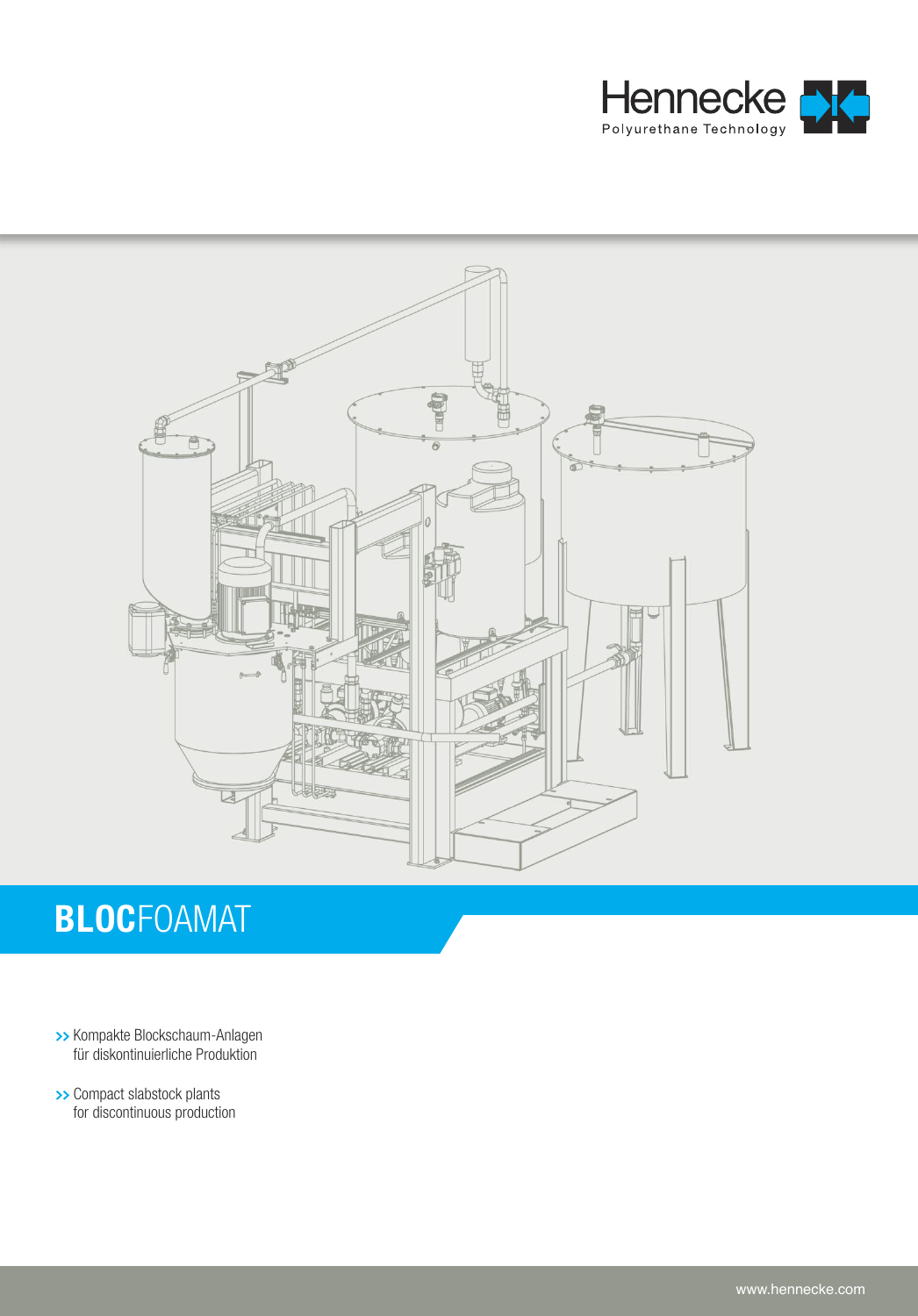Hennecke

Polyurethane Technology

# BLOCFOAMAT

>> Kompakte Blockschaum-Anlagen
für diskontinuierliche Produktion

>> Compact slabstock plants
for discontinuous production

www.hennecke.com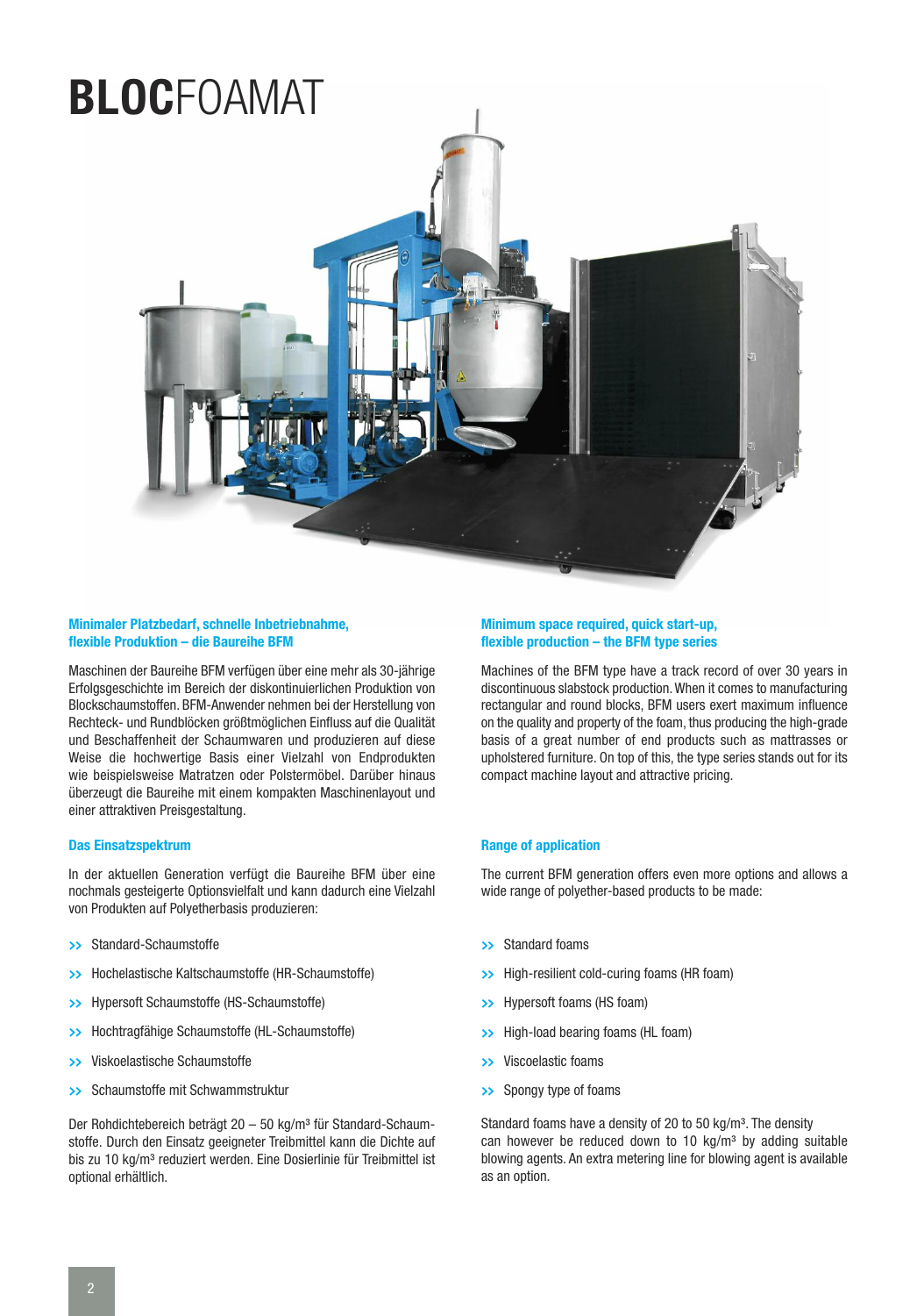# BLOCFOAMAT

### Minimaler Platzbedarf, schnelle Inbetriebnahme, flexible Produktion – die Baureihe BFM

Maschinen der Baureihe BFM verfügen über eine mehr als 30-jährige Erfolgsgeschichte im Bereich der diskontinuierlichen Produktion von Blockschaumstoffen. BFM-Anwender nehmen bei der Herstellung von Rechteck- und Rundblöcken größtmöglichen Einfluss auf die Qualität und Beschaffenheit der Schaumwaren und produzieren auf diese Weise die hochwertige Basis einer Vielzahl von Endprodukten wie beispielsweise Matratzen oder Polstermöbel. Darüber hinaus überzeugt die Baureihe mit einem kompakten Maschinenlayout und einer attraktiven Preisgestaltung.

### Das Einsatzspektrum

In der aktuellen Generation verfügt die Baureihe BFM über eine nochmals gesteigerte Optionsvielfalt und kann dadurch eine Vielzahl von Produkten auf Polyetherbasis produzieren:

- Standard-Schaumstoffe
- Hochelastische Kaltschaumstoffe (HR-Schaumstoffe)
- Hypersoft Schaumstoffe (HS-Schaumstoffe)
- Hochtragfähige Schaumstoffe (HL-Schaumstoffe)
- Viskoelastische Schaumstoffe
- Schaumstoffe mit Schwammstruktur

Der Rohdichtebereich beträgt 20 – 50 kg/m³ für Standard-Schaumstoffe. Durch den Einsatz geeigneter Treibmittel kann die Dichte auf bis zu 10 kg/m³ reduziert werden. Eine Dosierlinie für Treibmittel ist optional erhältlich.

### Minimum space required, quick start-up, flexible production – the BFM type series

Machines of the BFM type have a track record of over 30 years in discontinuous slabstock production. When it comes to manufacturing rectangular and round blocks, BFM users exert maximum influence on the quality and property of the foam, thus producing the high-grade basis of a great number of end products such as mattresses or upholstered furniture. On top of this, the type series stands out for its compact machine layout and attractive pricing.

### Range of application

The current BFM generation offers even more options and allows a wide range of polyether-based products to be made:

- Standard foams
- High-resilient cold-curing foams (HR foam)
- Hypersoft foams (HS foam)
- High-load bearing foams (HL foam)
- Viscoelastic foams
- Spongy type of foams

Standard foams have a density of 20 to 50 kg/m³. The density can however be reduced down to 10 kg/m³ by adding suitable blowing agents. An extra metering line for blowing agent is available as an option.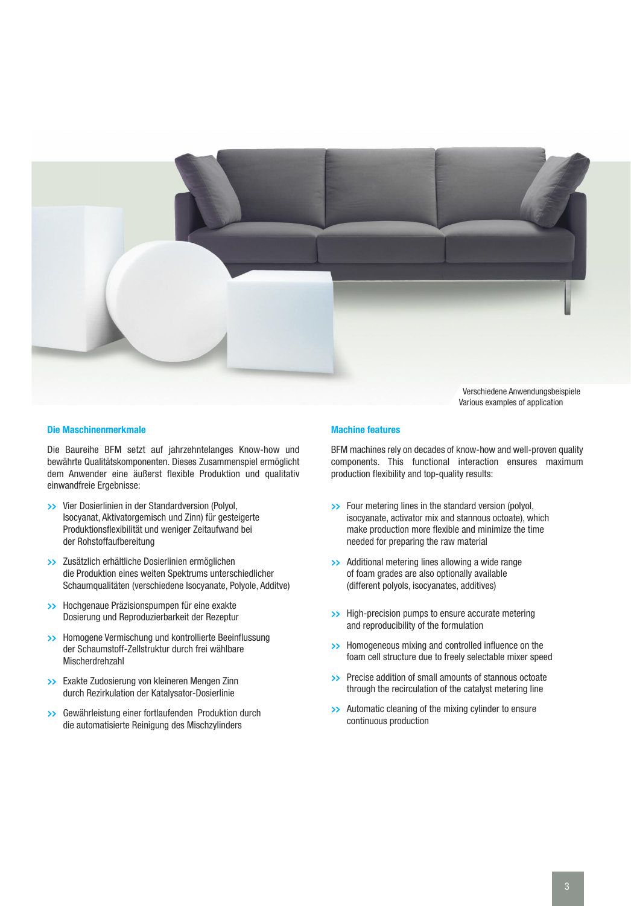Verschiedene Anwendungsbeispiele
Various examples of application

## Die Maschinenmerkmale

Die Baureihe BFM setzt auf jahrzehntelanges Know-how und bewährte Qualitätskomponenten. Dieses Zusammenspiel ermöglicht dem Anwender eine äußerst flexible Produktion und qualitativ einwandfreie Ergebnisse:

- Vier Dosierlinien in der Standardversion (Polyol, Isocyanat, Aktivatorgemisch und Zinn) für gesteigerte Produktionsflexibilität und weniger Zeitaufwand bei der Rohstoffaufbereitung
- Zusätzlich erhältliche Dosierlinien ermöglichen die Produktion eines weiten Spektrums unterschiedlicher Schaumqualitäten (verschiedene Isocyanate, Polyole, Additve)
- Hochgenaue Präzisionspumpen für eine exakte Dosierung und Reproduzierbarkeit der Rezeptur
- Homogene Vermischung und kontrollierte Beeinflussung der Schaumstoff-Zellstruktur durch frei wählbare Mischerdrehzahl
- Exakte Zudosierung von kleineren Mengen Zinn durch Rezirkulation der Katalysator-Dosierlinie
- Gewährleistung einer fortlaufenden Produktion durch die automatisierte Reinigung des Mischzylinders

## Machine features

BFM machines rely on decades of know-how and well-proven quality components. This functional interaction ensures maximum production flexibility and top-quality results:

- Four metering lines in the standard version (polyol, isocyanate, activator mix and stannous octoate), which make production more flexible and minimize the time needed for preparing the raw material
- Additional metering lines allowing a wide range of foam grades are also optionally available (different polyols, isocyanates, additives)
- High-precision pumps to ensure accurate metering and reproducibility of the formulation
- Homogeneous mixing and controlled influence on the foam cell structure due to freely selectable mixer speed
- Precise addition of small amounts of stannous octoate through the recirculation of the catalyst metering line
- Automatic cleaning of the mixing cylinder to ensure continuous production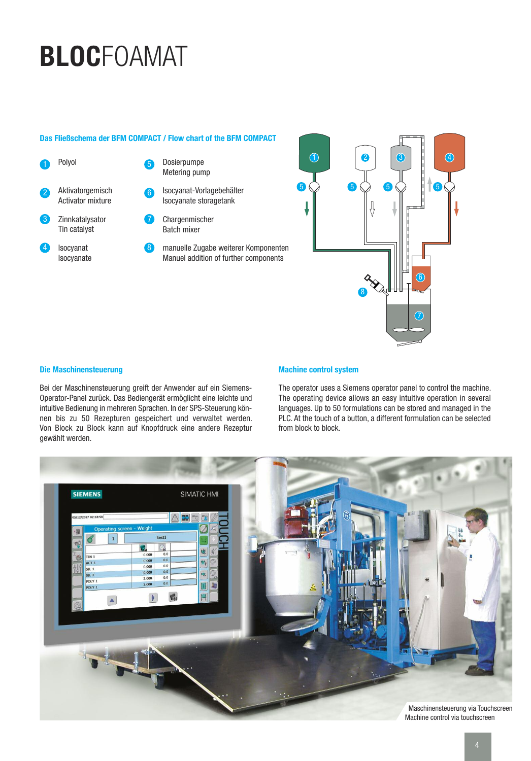# BLOCFOAMAT

### Das Fließschema der BFM COMPACT / Flow chart of the BFM COMPACT

1. Polyol
2. Aktivatorgemisch
   Activator mixture
3. Zinnkatalysator
   Tin catalyst
4. Isocyanat
   Isocyanate
5. Dosierpumpe
   Metering pump
6. Isocyanat-Vorlagebehälter
   Isocyanate storagetank
7. Chargenmischer
   Batch mixer
8. manuelle Zugabe weiterer Komponenten
   Manuel addition of further components

### Die Maschinensteuerung

Bei der Maschinensteuerung greift der Anwender auf ein Siemens-Operator-Panel zurück. Das Bediengerät ermöglicht eine leichte und intuitive Bedienung in mehreren Sprachen. In der SPS-Steuerung können bis zu 50 Rezepturen gespeichert und verwaltet werden. Von Block zu Block kann auf Knopfdruck eine andere Rezeptur gewählt werden.

### Machine control system

The operator uses a Siemens operator panel to control the machine. The operating device allows an easy intuitive operation in several languages. Up to 50 formulations can be stored and managed in the PLC. At the touch of a button, a different formulation can be selected from block to block.

Maschinensteuerung via Touchscreen
Machine control via touchscreen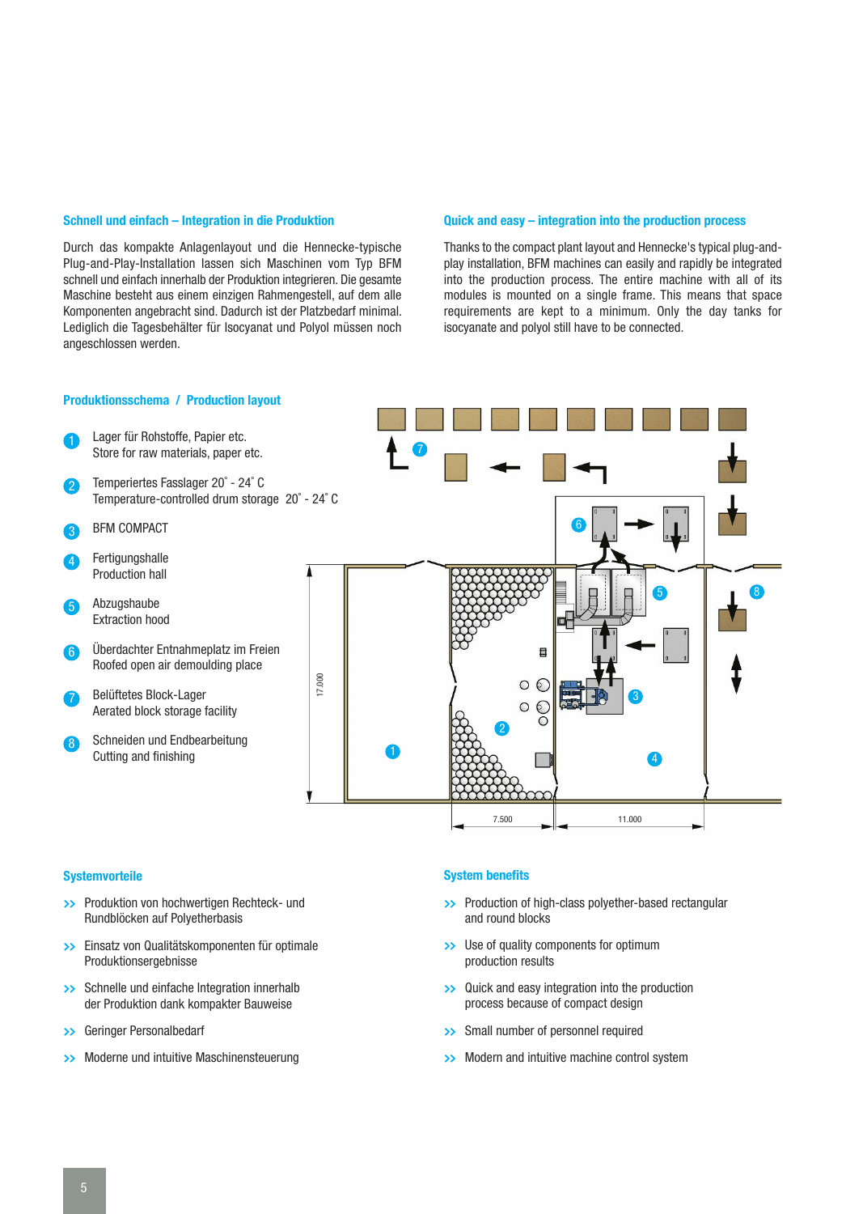## Schnell und einfach – Integration in die Produktion

Durch das kompakte Anlagenlayout und die Hennecke-typische Plug-and-Play-Installation lassen sich Maschinen vom Typ BFM schnell und einfach innerhalb der Produktion integrieren. Die gesamte Maschine besteht aus einem einzigen Rahmengestell, auf dem alle Komponenten angebracht sind. Dadurch ist der Platzbedarf minimal. Lediglich die Tagesbehälter für Isocyanat und Polyol müssen noch angeschlossen werden.

## Quick and easy – integration into the production process

Thanks to the compact plant layout and Hennecke's typical plug-and-play installation, BFM machines can easily and rapidly be integrated into the production process. The entire machine with all of its modules is mounted on a single frame. This means that space requirements are kept to a minimum. Only the day tanks for isocyanate and polyol still have to be connected.

## Produktionsschema / Production layout

1. Lager für Rohstoffe, Papier etc.
   Store for raw materials, paper etc.
2. Temperiertes Fasslager 20° - 24° C
   Temperature-controlled drum storage 20° - 24° C
3. BFM COMPACT
4. Fertigungshalle
   Production hall
5. Abzugshaube
   Extraction hood
6. Überdachter Entnahmeplatz im Freien
   Roofed open air demoulding place
7. Belüftetes Block-Lager
   Aerated block storage facility
8. Schneiden und Endbearbeitung
   Cutting and finishing

17.000 | 7.500 | 11.000

## Systemvorteile

- Produktion von hochwertigen Rechteck- und Rundblöcken auf Polyetherbasis
- Einsatz von Qualitätskomponenten für optimale Produktionsergebnisse
- Schnelle und einfache Integration innerhalb der Produktion dank kompakter Bauweise
- Geringer Personalbedarf
- Moderne und intuitive Maschinensteuerung

## System benefits

- Production of high-class polyether-based rectangular and round blocks
- Use of quality components for optimum production results
- Quick and easy integration into the production process because of compact design
- Small number of personnel required
- Modern and intuitive machine control system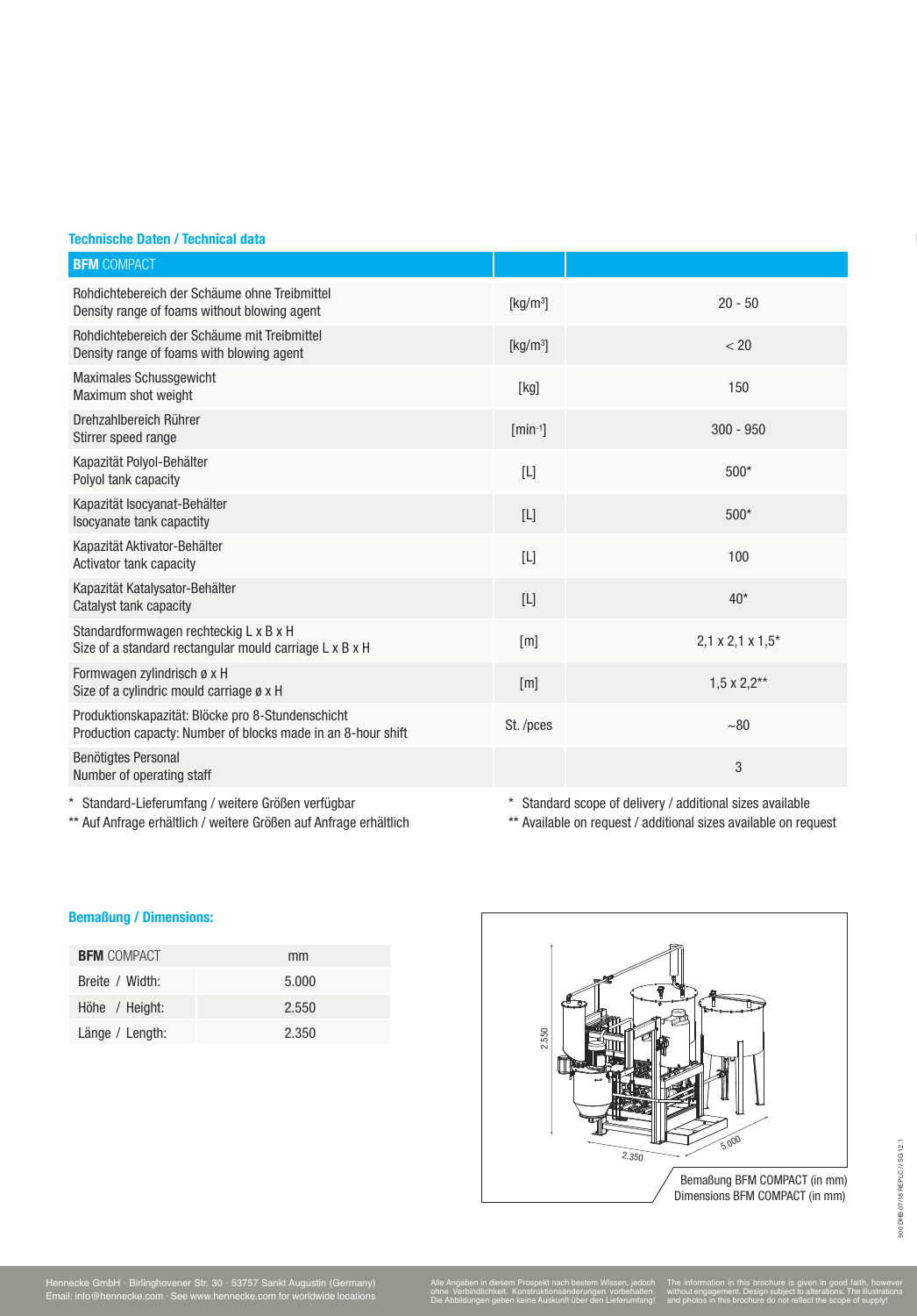### Technische Daten / Technical data

| **BFM** COMPACT | | |
|---|---|---|
| Rohdichtebereich der Schäume ohne Treibmittel<br>Density range of foams without blowing agent | [kg/m³] | 20 - 50 |
| Rohdichtebereich der Schäume mit Treibmittel<br>Density range of foams with blowing agent | [kg/m³] | < 20 |
| Maximales Schussgewicht<br>Maximum shot weight | [kg] | 150 |
| Drehzahlbereich Rührer<br>Stirrer speed range | [min-1] | 300 - 950 |
| Kapazität Polyol-Behälter<br>Polyol tank capacity | [L] | 500* |
| Kapazität Isocyanat-Behälter<br>Isocyanate tank capactity | [L] | 500* |
| Kapazität Aktivator-Behälter<br>Activator tank capacity | [L] | 100 |
| Kapazität Katalysator-Behälter<br>Catalyst tank capacity | [L] | 40* |
| Standardformwagen rechteckig L x B x H<br>Size of a standard rectangular mould carriage L x B x H | [m] | 2,1 x 2,1 x 1,5* |
| Formwagen zylindrisch ø x H<br>Size of a cylindric mould carriage ø x H | [m] | 1,5 x 2,2** |
| Produktionskapazität: Blöcke pro 8-Stundenschicht<br>Production capacty: Number of blocks made in an 8-hour shift | St. /pces | ~80 |
| Benötigtes Personal<br>Number of operating staff | | 3 |

\* Standard-Lieferumfang / weitere Größen verfügbar
** Auf Anfrage erhältlich / weitere Größen auf Anfrage erhältlich

\* Standard scope of delivery / additional sizes available
** Available on request / additional sizes available on request

### Bemaßung / Dimensions:

| **BFM** COMPACT | mm |
|---|---|
| Breite / Width: | 5.000 |
| Höhe / Height: | 2.550 |
| Länge / Length: | 2.350 |

2.550
2.350
5.000

Bemaßung BFM COMPACT (in mm)
Dimensions BFM COMPACT (in mm)

Hennecke GmbH · Birlinghovener Str. 30 · 53757 Sankt Augustin (Germany)
Email: info@hennecke.com · See www.hennecke.com for worldwide locations

Alle Angaben in diesem Prospekt nach bestem Wissen, jedoch ohne Verbindlichkeit. Konstruktionsänderungen vorbehalten. Die Abbildungen geben keine Auskunft über den Lieferumfang!

The information in this brochure is given in good faith, however without engagement. Design subject to alterations. The illustrations and photos in this brochure do not reflect the scope of supply!

500 DHB 07/18 REPLC // SG 12.1